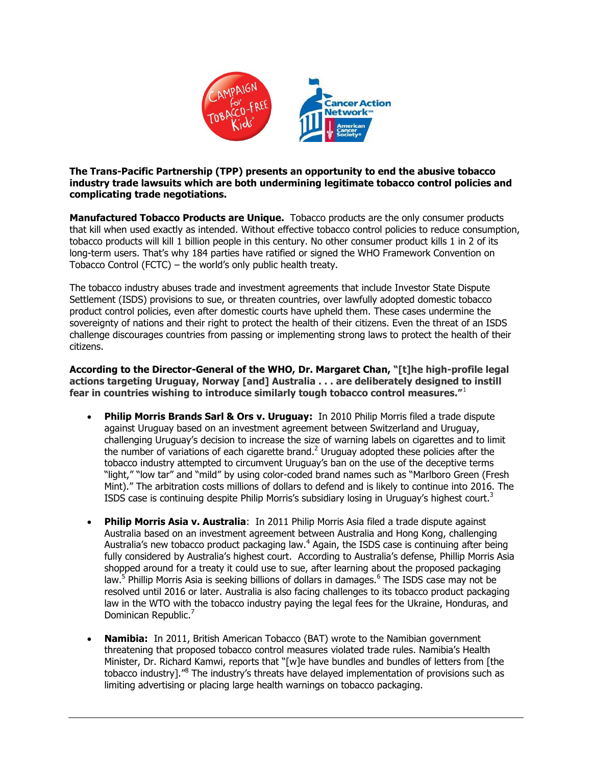**The Trans-Pacific Partnership (TPP) presents an opportunity to end the abusive tobacco industry trade lawsuits which are both undermining legitimate tobacco control policies and complicating trade negotiations.**

**Manufactured Tobacco Products are Unique.** Tobacco products are the only consumer products that kill when used exactly as intended. Without effective tobacco control policies to reduce consumption, tobacco products will kill 1 billion people in this century. No other consumer product kills 1 in 2 of its long-term users. That's why 184 parties have ratified or signed the WHO Framework Convention on Tobacco Control (FCTC) – the world's only public health treaty.

The tobacco industry abuses trade and investment agreements that include Investor State Dispute Settlement (ISDS) provisions to sue, or threaten countries, over lawfully adopted domestic tobacco product control policies, even after domestic courts have upheld them. These cases undermine the sovereignty of nations and their right to protect the health of their citizens. Even the threat of an ISDS challenge discourages countries from passing or implementing strong laws to protect the health of their citizens.

**According to the Director-General of the WHO, Dr. Margaret Chan, "[t]he high-profile legal actions targeting Uruguay, Norway [and] Australia . . . are deliberately designed to instill fear in countries wishing to introduce similarly tough tobacco control measures."**[1]

- **Philip Morris Brands Sarl & Ors v. Uruguay:** In 2010 Philip Morris filed a trade dispute against Uruguay based on an investment agreement between Switzerland and Uruguay, challenging Uruguay's decision to increase the size of warning labels on cigarettes and to limit the number of variations of each cigarette brand.[2] Uruguay adopted these policies after the tobacco industry attempted to circumvent Uruguay's ban on the use of the deceptive terms "light," "low tar" and "mild" by using color-coded brand names such as "Marlboro Green (Fresh Mint)." The arbitration costs millions of dollars to defend and is likely to continue into 2016. The ISDS case is continuing despite Philip Morris's subsidiary losing in Uruguay's highest court.[3]

- **Philip Morris Asia v. Australia**: In 2011 Philip Morris Asia filed a trade dispute against Australia based on an investment agreement between Australia and Hong Kong, challenging Australia's new tobacco product packaging law.[4] Again, the ISDS case is continuing after being fully considered by Australia's highest court. According to Australia's defense, Phillip Morris Asia shopped around for a treaty it could use to sue, after learning about the proposed packaging law.[5] Phillip Morris Asia is seeking billions of dollars in damages.[6] The ISDS case may not be resolved until 2016 or later. Australia is also facing challenges to its tobacco product packaging law in the WTO with the tobacco industry paying the legal fees for the Ukraine, Honduras, and Dominican Republic.[7]

- **Namibia:** In 2011, British American Tobacco (BAT) wrote to the Namibian government threatening that proposed tobacco control measures violated trade rules. Namibia's Health Minister, Dr. Richard Kamwi, reports that "[w]e have bundles and bundles of letters from [the tobacco industry]."[8] The industry's threats have delayed implementation of provisions such as limiting advertising or placing large health warnings on tobacco packaging.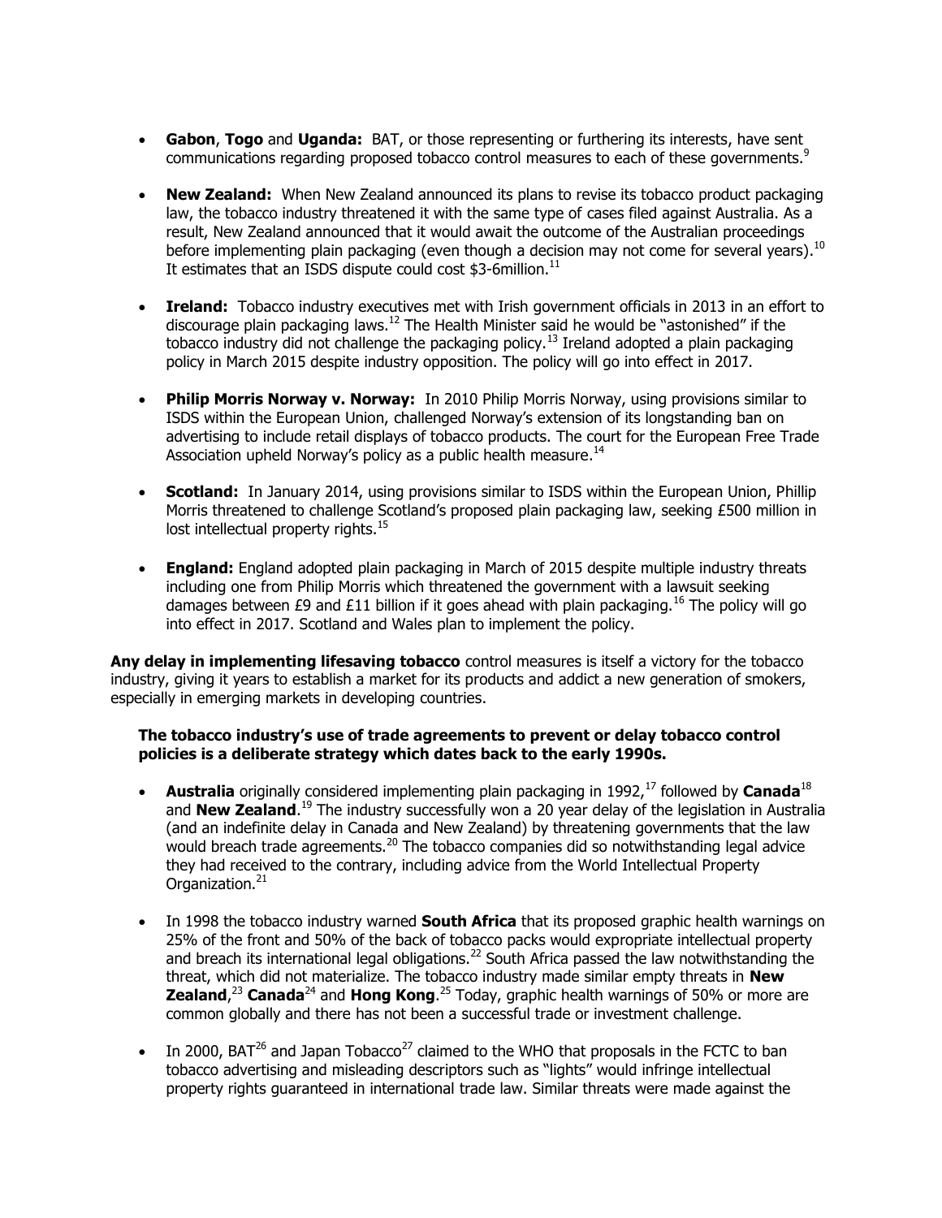- **Gabon**, **Togo** and **Uganda:** BAT, or those representing or furthering its interests, have sent communications regarding proposed tobacco control measures to each of these governments.[9]

- **New Zealand:** When New Zealand announced its plans to revise its tobacco product packaging law, the tobacco industry threatened it with the same type of cases filed against Australia. As a result, New Zealand announced that it would await the outcome of the Australian proceedings before implementing plain packaging (even though a decision may not come for several years).[10] It estimates that an ISDS dispute could cost $3-6million.[11]

- **Ireland:** Tobacco industry executives met with Irish government officials in 2013 in an effort to discourage plain packaging laws.[12] The Health Minister said he would be "astonished" if the tobacco industry did not challenge the packaging policy.[13] Ireland adopted a plain packaging policy in March 2015 despite industry opposition. The policy will go into effect in 2017.

- **Philip Morris Norway v. Norway:** In 2010 Philip Morris Norway, using provisions similar to ISDS within the European Union, challenged Norway's extension of its longstanding ban on advertising to include retail displays of tobacco products. The court for the European Free Trade Association upheld Norway's policy as a public health measure.[14]

- **Scotland:** In January 2014, using provisions similar to ISDS within the European Union, Phillip Morris threatened to challenge Scotland's proposed plain packaging law, seeking £500 million in lost intellectual property rights.[15]

- **England:** England adopted plain packaging in March of 2015 despite multiple industry threats including one from Philip Morris which threatened the government with a lawsuit seeking damages between £9 and £11 billion if it goes ahead with plain packaging.[16] The policy will go into effect in 2017. Scotland and Wales plan to implement the policy.

**Any delay in implementing lifesaving tobacco** control measures is itself a victory for the tobacco industry, giving it years to establish a market for its products and addict a new generation of smokers, especially in emerging markets in developing countries.

**The tobacco industry's use of trade agreements to prevent or delay tobacco control policies is a deliberate strategy which dates back to the early 1990s.**

- **Australia** originally considered implementing plain packaging in 1992,[17] followed by **Canada**[18] and **New Zealand**.[19] The industry successfully won a 20 year delay of the legislation in Australia (and an indefinite delay in Canada and New Zealand) by threatening governments that the law would breach trade agreements.[20] The tobacco companies did so notwithstanding legal advice they had received to the contrary, including advice from the World Intellectual Property Organization.[21]

- In 1998 the tobacco industry warned **South Africa** that its proposed graphic health warnings on 25% of the front and 50% of the back of tobacco packs would expropriate intellectual property and breach its international legal obligations.[22] South Africa passed the law notwithstanding the threat, which did not materialize. The tobacco industry made similar empty threats in **New Zealand**,[23] **Canada**[24] and **Hong Kong**.[25] Today, graphic health warnings of 50% or more are common globally and there has not been a successful trade or investment challenge.

- In 2000, BAT[26] and Japan Tobacco[27] claimed to the WHO that proposals in the FCTC to ban tobacco advertising and misleading descriptors such as "lights" would infringe intellectual property rights guaranteed in international trade law. Similar threats were made against the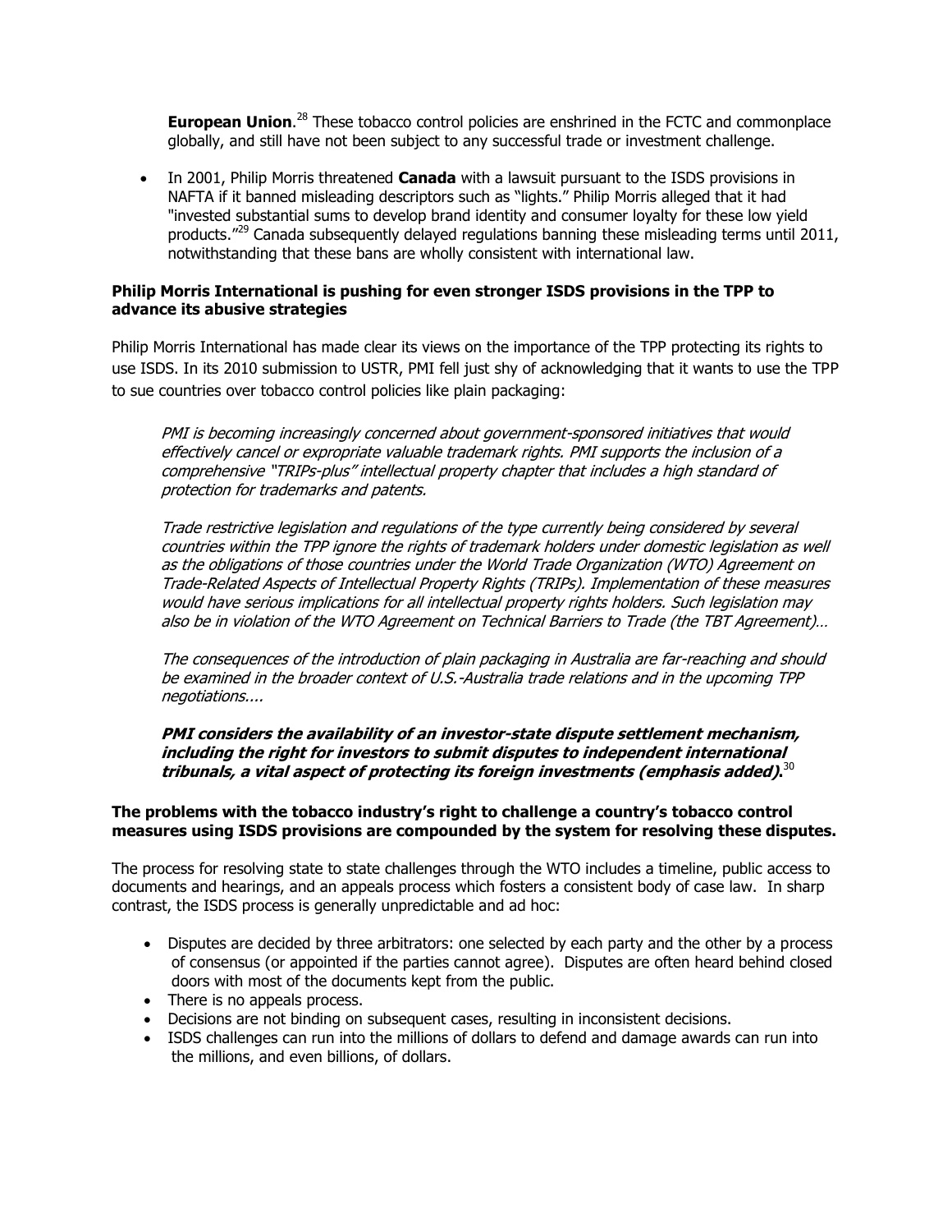**European Union**.[28] These tobacco control policies are enshrined in the FCTC and commonplace globally, and still have not been subject to any successful trade or investment challenge.

- In 2001, Philip Morris threatened **Canada** with a lawsuit pursuant to the ISDS provisions in NAFTA if it banned misleading descriptors such as "lights." Philip Morris alleged that it had "invested substantial sums to develop brand identity and consumer loyalty for these low yield products."[29] Canada subsequently delayed regulations banning these misleading terms until 2011, notwithstanding that these bans are wholly consistent with international law.

**Philip Morris International is pushing for even stronger ISDS provisions in the TPP to advance its abusive strategies**

Philip Morris International has made clear its views on the importance of the TPP protecting its rights to use ISDS. In its 2010 submission to USTR, PMI fell just shy of acknowledging that it wants to use the TPP to sue countries over tobacco control policies like plain packaging:

> *PMI is becoming increasingly concerned about government-sponsored initiatives that would effectively cancel or expropriate valuable trademark rights. PMI supports the inclusion of a comprehensive "TRIPs-plus" intellectual property chapter that includes a high standard of protection for trademarks and patents.*
>
> *Trade restrictive legislation and regulations of the type currently being considered by several countries within the TPP ignore the rights of trademark holders under domestic legislation as well as the obligations of those countries under the World Trade Organization (WTO) Agreement on Trade-Related Aspects of Intellectual Property Rights (TRIPs). Implementation of these measures would have serious implications for all intellectual property rights holders. Such legislation may also be in violation of the WTO Agreement on Technical Barriers to Trade (the TBT Agreement)…*
>
> *The consequences of the introduction of plain packaging in Australia are far-reaching and should be examined in the broader context of U.S.-Australia trade relations and in the upcoming TPP negotiations....*
>
> ***PMI considers the availability of an investor-state dispute settlement mechanism, including the right for investors to submit disputes to independent international tribunals, a vital aspect of protecting its foreign investments (emphasis added).***[30]

**The problems with the tobacco industry's right to challenge a country's tobacco control measures using ISDS provisions are compounded by the system for resolving these disputes.**

The process for resolving state to state challenges through the WTO includes a timeline, public access to documents and hearings, and an appeals process which fosters a consistent body of case law. In sharp contrast, the ISDS process is generally unpredictable and ad hoc:

- Disputes are decided by three arbitrators: one selected by each party and the other by a process of consensus (or appointed if the parties cannot agree). Disputes are often heard behind closed doors with most of the documents kept from the public.
- There is no appeals process.
- Decisions are not binding on subsequent cases, resulting in inconsistent decisions.
- ISDS challenges can run into the millions of dollars to defend and damage awards can run into the millions, and even billions, of dollars.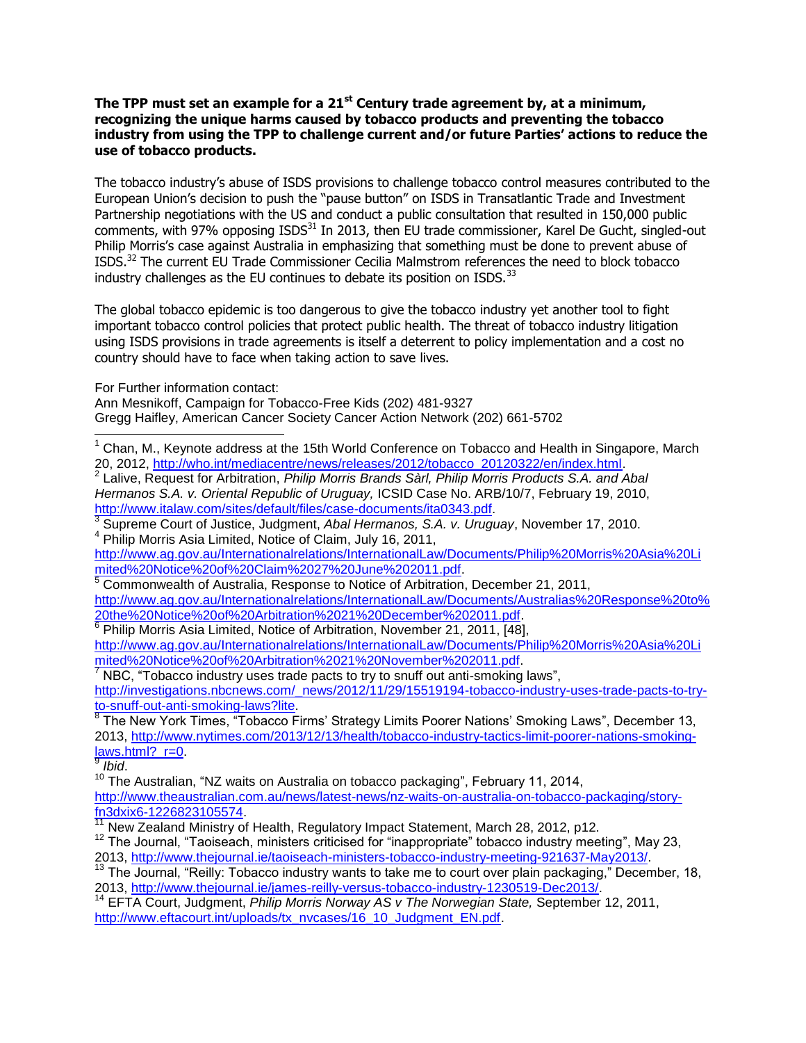**The TPP must set an example for a 21st Century trade agreement by, at a minimum, recognizing the unique harms caused by tobacco products and preventing the tobacco industry from using the TPP to challenge current and/or future Parties' actions to reduce the use of tobacco products.**

The tobacco industry's abuse of ISDS provisions to challenge tobacco control measures contributed to the European Union's decision to push the "pause button" on ISDS in Transatlantic Trade and Investment Partnership negotiations with the US and conduct a public consultation that resulted in 150,000 public comments, with 97% opposing ISDS[31] In 2013, then EU trade commissioner, Karel De Gucht, singled-out Philip Morris's case against Australia in emphasizing that something must be done to prevent abuse of ISDS.[32] The current EU Trade Commissioner Cecilia Malmstrom references the need to block tobacco industry challenges as the EU continues to debate its position on ISDS.[33]

The global tobacco epidemic is too dangerous to give the tobacco industry yet another tool to fight important tobacco control policies that protect public health. The threat of tobacco industry litigation using ISDS provisions in trade agreements is itself a deterrent to policy implementation and a cost no country should have to face when taking action to save lives.

For Further information contact:
Ann Mesnikoff, Campaign for Tobacco-Free Kids (202) 481-9327
Gregg Haifley, American Cancer Society Cancer Action Network (202) 661-5702

---

[1] Chan, M., Keynote address at the 15th World Conference on Tobacco and Health in Singapore, March 20, 2012, http://who.int/mediacentre/news/releases/2012/tobacco_20120322/en/index.html.

[2] Lalive, Request for Arbitration, *Philip Morris Brands Sàrl, Philip Morris Products S.A. and Abal Hermanos S.A. v. Oriental Republic of Uruguay,* ICSID Case No. ARB/10/7, February 19, 2010, http://www.italaw.com/sites/default/files/case-documents/ita0343.pdf.

[3] Supreme Court of Justice, Judgment, *Abal Hermanos, S.A. v. Uruguay*, November 17, 2010.

[4] Philip Morris Asia Limited, Notice of Claim, July 16, 2011, http://www.ag.gov.au/Internationalrelations/InternationalLaw/Documents/Philip%20Morris%20Asia%20Limited%20Notice%20of%20Claim%2027%20June%202011.pdf.

[5] Commonwealth of Australia, Response to Notice of Arbitration, December 21, 2011, http://www.ag.gov.au/Internationalrelations/InternationalLaw/Documents/Australias%20Response%20to%20the%20Notice%20of%20Arbitration%2021%20December%202011.pdf.

[6] Philip Morris Asia Limited, Notice of Arbitration, November 21, 2011, [48], http://www.ag.gov.au/Internationalrelations/InternationalLaw/Documents/Philip%20Morris%20Asia%20Limited%20Notice%20of%20Arbitration%2021%20November%202011.pdf.

[7] NBC, "Tobacco industry uses trade pacts to try to snuff out anti-smoking laws", http://investigations.nbcnews.com/_news/2012/11/29/15519194-tobacco-industry-uses-trade-pacts-to-try-to-snuff-out-anti-smoking-laws?lite.

[8] The New York Times, "Tobacco Firms' Strategy Limits Poorer Nations' Smoking Laws", December 13, 2013, http://www.nytimes.com/2013/12/13/health/tobacco-industry-tactics-limit-poorer-nations-smoking-laws.html?_r=0.

[9] *Ibid*.

[10] The Australian, "NZ waits on Australia on tobacco packaging", February 11, 2014, http://www.theaustralian.com.au/news/latest-news/nz-waits-on-australia-on-tobacco-packaging/story-fn3dxix6-1226823105574.

[11] New Zealand Ministry of Health, Regulatory Impact Statement, March 28, 2012, p12.

[12] The Journal, "Taoiseach, ministers criticised for "inappropriate" tobacco industry meeting", May 23, 2013, http://www.thejournal.ie/taoiseach-ministers-tobacco-industry-meeting-921637-May2013/.

[13] The Journal, "Reilly: Tobacco industry wants to take me to court over plain packaging," December, 18, 2013, http://www.thejournal.ie/james-reilly-versus-tobacco-industry-1230519-Dec2013/.

[14] EFTA Court, Judgment, *Philip Morris Norway AS v The Norwegian State,* September 12, 2011, http://www.eftacourt.int/uploads/tx_nvcases/16_10_Judgment_EN.pdf.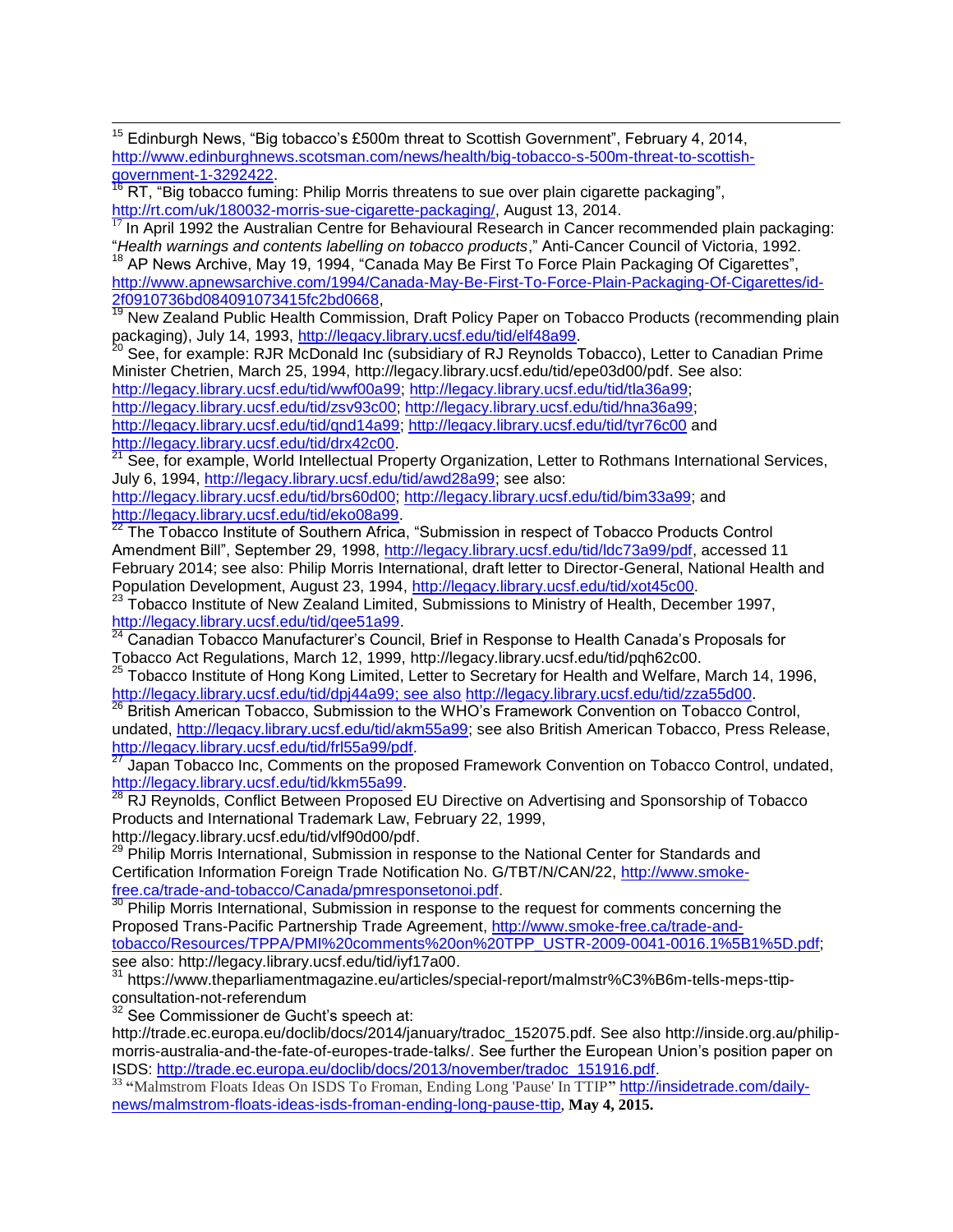[15] Edinburgh News, "Big tobacco's £500m threat to Scottish Government", February 4, 2014, http://www.edinburghnews.scotsman.com/news/health/big-tobacco-s-500m-threat-to-scottish-government-1-3292422.

[16] RT, "Big tobacco fuming: Philip Morris threatens to sue over plain cigarette packaging", http://rt.com/uk/180032-morris-sue-cigarette-packaging/, August 13, 2014.

[17] In April 1992 the Australian Centre for Behavioural Research in Cancer recommended plain packaging: "*Health warnings and contents labelling on tobacco products*," Anti-Cancer Council of Victoria, 1992.

[18] AP News Archive, May 19, 1994, "Canada May Be First To Force Plain Packaging Of Cigarettes", http://www.apnewsarchive.com/1994/Canada-May-Be-First-To-Force-Plain-Packaging-Of-Cigarettes/id-2f0910736bd084091073415fc2bd0668,

[19] New Zealand Public Health Commission, Draft Policy Paper on Tobacco Products (recommending plain packaging), July 14, 1993, http://legacy.library.ucsf.edu/tid/elf48a99.

[20] See, for example: RJR McDonald Inc (subsidiary of RJ Reynolds Tobacco), Letter to Canadian Prime Minister Chetrien, March 25, 1994, http://legacy.library.ucsf.edu/tid/epe03d00/pdf. See also: http://legacy.library.ucsf.edu/tid/wwf00a99; http://legacy.library.ucsf.edu/tid/tla36a99; http://legacy.library.ucsf.edu/tid/zsv93c00; http://legacy.library.ucsf.edu/tid/hna36a99; http://legacy.library.ucsf.edu/tid/gnd14a99; http://legacy.library.ucsf.edu/tid/tyr76c00 and http://legacy.library.ucsf.edu/tid/drx42c00.

[21] See, for example, World Intellectual Property Organization, Letter to Rothmans International Services, July 6, 1994, http://legacy.library.ucsf.edu/tid/awd28a99; see also: http://legacy.library.ucsf.edu/tid/brs60d00; http://legacy.library.ucsf.edu/tid/bim33a99; and http://legacy.library.ucsf.edu/tid/eko08a99.

[22] The Tobacco Institute of Southern Africa, "Submission in respect of Tobacco Products Control Amendment Bill", September 29, 1998, http://legacy.library.ucsf.edu/tid/ldc73a99/pdf, accessed 11 February 2014; see also: Philip Morris International, draft letter to Director-General, National Health and Population Development, August 23, 1994, http://legacy.library.ucsf.edu/tid/xot45c00.

[23] Tobacco Institute of New Zealand Limited, Submissions to Ministry of Health, December 1997, http://legacy.library.ucsf.edu/tid/qee51a99.

[24] Canadian Tobacco Manufacturer's Council, Brief in Response to Health Canada's Proposals for Tobacco Act Regulations, March 12, 1999, http://legacy.library.ucsf.edu/tid/pqh62c00.

[25] Tobacco Institute of Hong Kong Limited, Letter to Secretary for Health and Welfare, March 14, 1996, http://legacy.library.ucsf.edu/tid/dpj44a99; see also http://legacy.library.ucsf.edu/tid/zza55d00.

[26] British American Tobacco, Submission to the WHO's Framework Convention on Tobacco Control, undated, http://legacy.library.ucsf.edu/tid/akm55a99; see also British American Tobacco, Press Release, http://legacy.library.ucsf.edu/tid/frl55a99/pdf.

[27] Japan Tobacco Inc, Comments on the proposed Framework Convention on Tobacco Control, undated, http://legacy.library.ucsf.edu/tid/kkm55a99.

[28] RJ Reynolds, Conflict Between Proposed EU Directive on Advertising and Sponsorship of Tobacco Products and International Trademark Law, February 22, 1999, http://legacy.library.ucsf.edu/tid/vlf90d00/pdf.

[29] Philip Morris International, Submission in response to the National Center for Standards and Certification Information Foreign Trade Notification No. G/TBT/N/CAN/22, http://www.smoke-free.ca/trade-and-tobacco/Canada/pmresponsetonoi.pdf.

[30] Philip Morris International, Submission in response to the request for comments concerning the Proposed Trans-Pacific Partnership Trade Agreement, http://www.smoke-free.ca/trade-and-tobacco/Resources/TPPA/PMI%20comments%20on%20TPP_USTR-2009-0041-0016.1%5B1%5D.pdf; see also: http://legacy.library.ucsf.edu/tid/iyf17a00.

[31] https://www.theparliamentmagazine.eu/articles/special-report/malmstr%C3%B6m-tells-meps-ttip-consultation-not-referendum

[32] See Commissioner de Gucht's speech at: http://trade.ec.europa.eu/doclib/docs/2014/january/tradoc_152075.pdf. See also http://inside.org.au/philip-morris-australia-and-the-fate-of-europes-trade-talks/. See further the European Union's position paper on ISDS: http://trade.ec.europa.eu/doclib/docs/2013/november/tradoc_151916.pdf.

[33] "Malmstrom Floats Ideas On ISDS To Froman, Ending Long 'Pause' In TTIP" http://insidetrade.com/daily-news/malmstrom-floats-ideas-isds-froman-ending-long-pause-ttip, **May 4, 2015.**